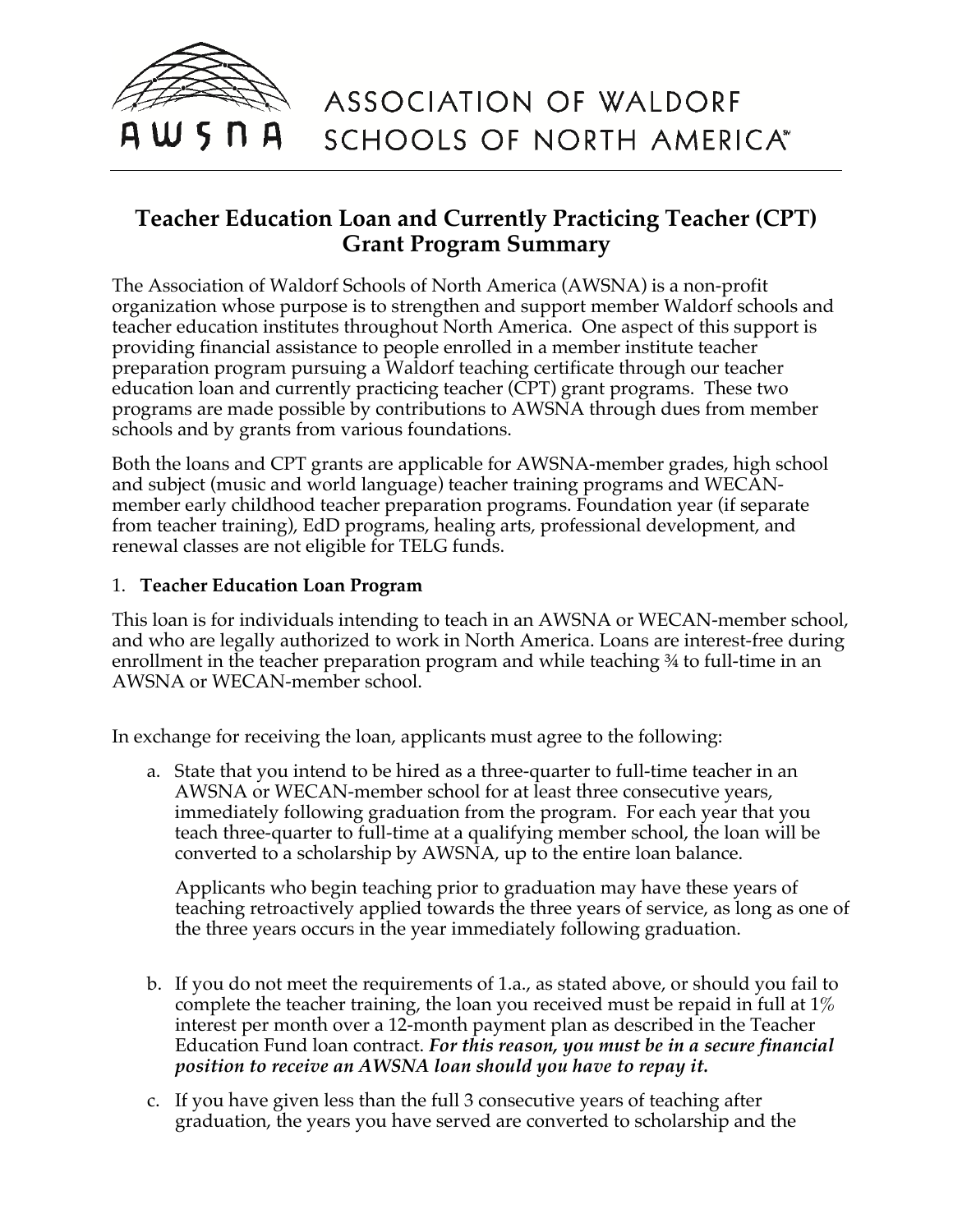ASSOCIATION OF WALDORF SCHOOLS OF NORTH AMERICA℠

# Teacher Education Loan and Currently Practicing Teacher (CPT) Grant Program Summary

The Association of Waldorf Schools of North America (AWSNA) is a non-profit organization whose purpose is to strengthen and support member Waldorf schools and teacher education institutes throughout North America. One aspect of this support is providing financial assistance to people enrolled in a member institute teacher preparation program pursuing a Waldorf teaching certificate through our teacher education loan and currently practicing teacher (CPT) grant programs. These two programs are made possible by contributions to AWSNA through dues from member schools and by grants from various foundations.

Both the loans and CPT grants are applicable for AWSNA-member grades, high school and subject (music and world language) teacher training programs and WECAN-member early childhood teacher preparation programs. Foundation year (if separate from teacher training), EdD programs, healing arts, professional development, and renewal classes are not eligible for TELG funds.

1. **Teacher Education Loan Program**

This loan is for individuals intending to teach in an AWSNA or WECAN-member school, and who are legally authorized to work in North America. Loans are interest-free during enrollment in the teacher preparation program and while teaching ¾ to full-time in an AWSNA or WECAN-member school.

In exchange for receiving the loan, applicants must agree to the following:

a. State that you intend to be hired as a three-quarter to full-time teacher in an AWSNA or WECAN-member school for at least three consecutive years, immediately following graduation from the program. For each year that you teach three-quarter to full-time at a qualifying member school, the loan will be converted to a scholarship by AWSNA, up to the entire loan balance.

   Applicants who begin teaching prior to graduation may have these years of teaching retroactively applied towards the three years of service, as long as one of the three years occurs in the year immediately following graduation.

b. If you do not meet the requirements of 1.a., as stated above, or should you fail to complete the teacher training, the loan you received must be repaid in full at 1% interest per month over a 12-month payment plan as described in the Teacher Education Fund loan contract. ***For this reason, you must be in a secure financial position to receive an AWSNA loan should you have to repay it.***

c. If you have given less than the full 3 consecutive years of teaching after graduation, the years you have served are converted to scholarship and the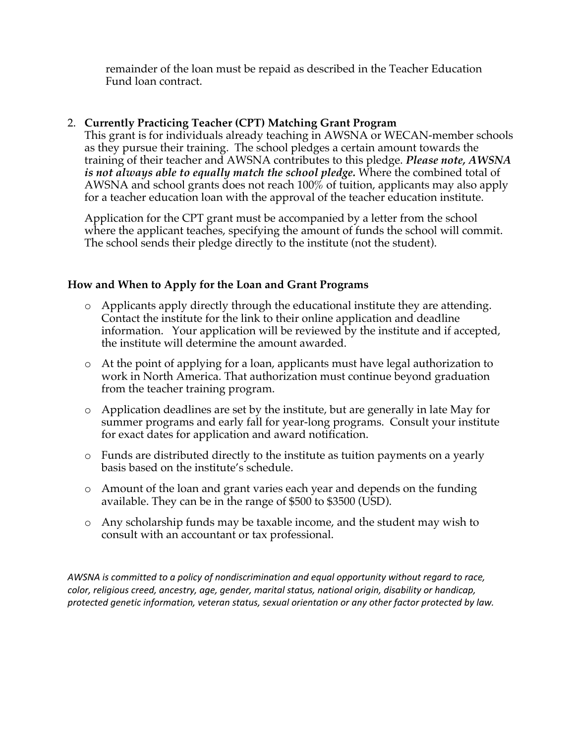remainder of the loan must be repaid as described in the Teacher Education Fund loan contract.

2. **Currently Practicing Teacher (CPT) Matching Grant Program**
   This grant is for individuals already teaching in AWSNA or WECAN-member schools as they pursue their training. The school pledges a certain amount towards the training of their teacher and AWSNA contributes to this pledge. ***Please note, AWSNA is not always able to equally match the school pledge.*** Where the combined total of AWSNA and school grants does not reach 100% of tuition, applicants may also apply for a teacher education loan with the approval of the teacher education institute.

   Application for the CPT grant must be accompanied by a letter from the school where the applicant teaches, specifying the amount of funds the school will commit. The school sends their pledge directly to the institute (not the student).

### How and When to Apply for the Loan and Grant Programs

- Applicants apply directly through the educational institute they are attending. Contact the institute for the link to their online application and deadline information. Your application will be reviewed by the institute and if accepted, the institute will determine the amount awarded.
- At the point of applying for a loan, applicants must have legal authorization to work in North America. That authorization must continue beyond graduation from the teacher training program.
- Application deadlines are set by the institute, but are generally in late May for summer programs and early fall for year-long programs. Consult your institute for exact dates for application and award notification.
- Funds are distributed directly to the institute as tuition payments on a yearly basis based on the institute's schedule.
- Amount of the loan and grant varies each year and depends on the funding available. They can be in the range of $500 to $3500 (USD).
- Any scholarship funds may be taxable income, and the student may wish to consult with an accountant or tax professional.

*AWSNA is committed to a policy of nondiscrimination and equal opportunity without regard to race, color, religious creed, ancestry, age, gender, marital status, national origin, disability or handicap, protected genetic information, veteran status, sexual orientation or any other factor protected by law.*